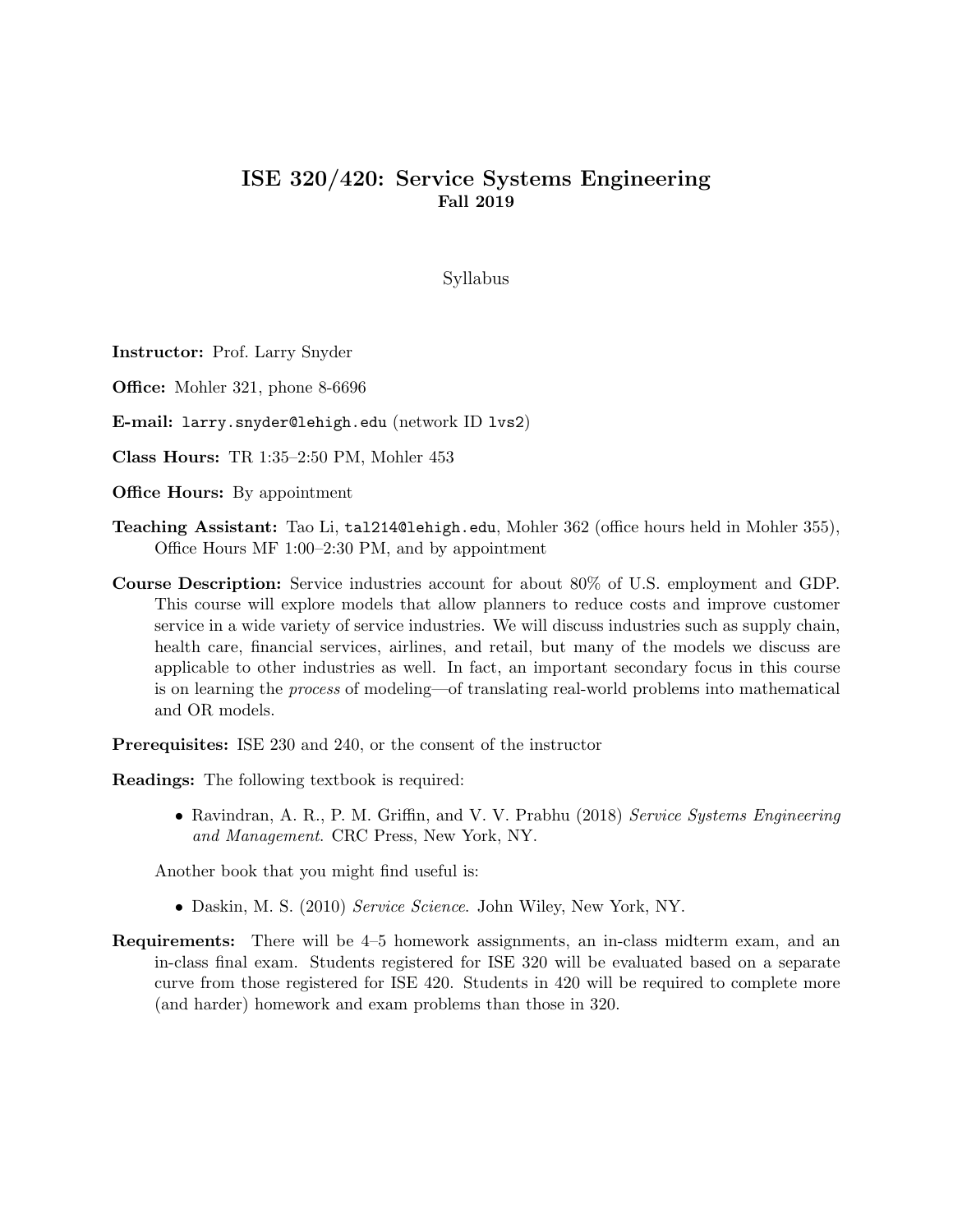# ISE 320/420: Service Systems Engineering
## Fall 2019

Syllabus

**Instructor:** Prof. Larry Snyder

**Office:** Mohler 321, phone 8-6696

**E-mail:** `larry.snyder@lehigh.edu` (network ID `lvs2`)

**Class Hours:** TR 1:35–2:50 PM, Mohler 453

**Office Hours:** By appointment

**Teaching Assistant:** Tao Li, `tal214@lehigh.edu`, Mohler 362 (office hours held in Mohler 355), Office Hours MF 1:00–2:30 PM, and by appointment

**Course Description:** Service industries account for about 80% of U.S. employment and GDP. This course will explore models that allow planners to reduce costs and improve customer service in a wide variety of service industries. We will discuss industries such as supply chain, health care, financial services, airlines, and retail, but many of the models we discuss are applicable to other industries as well. In fact, an important secondary focus in this course is on learning the *process* of modeling—of translating real-world problems into mathematical and OR models.

**Prerequisites:** ISE 230 and 240, or the consent of the instructor

**Readings:** The following textbook is required:

- Ravindran, A. R., P. M. Griffin, and V. V. Prabhu (2018) *Service Systems Engineering and Management*. CRC Press, New York, NY.

Another book that you might find useful is:

- Daskin, M. S. (2010) *Service Science*. John Wiley, New York, NY.

**Requirements:** There will be 4–5 homework assignments, an in-class midterm exam, and an in-class final exam. Students registered for ISE 320 will be evaluated based on a separate curve from those registered for ISE 420. Students in 420 will be required to complete more (and harder) homework and exam problems than those in 320.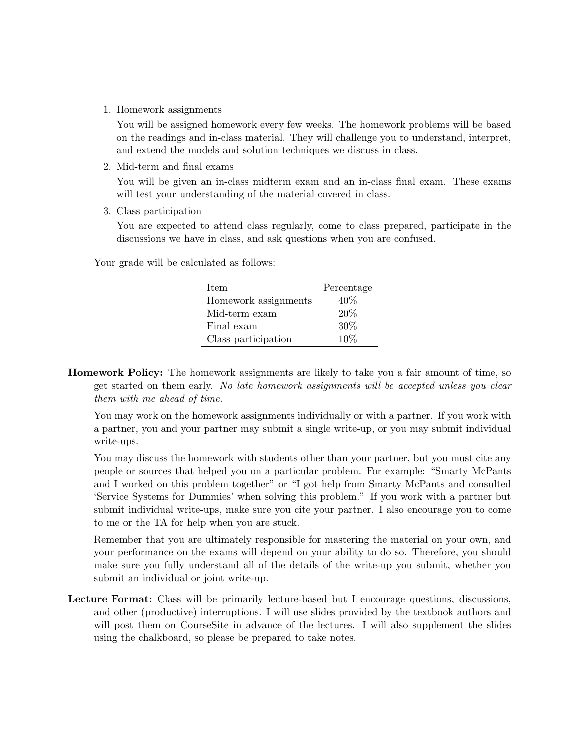1. Homework assignments

   You will be assigned homework every few weeks. The homework problems will be based on the readings and in-class material. They will challenge you to understand, interpret, and extend the models and solution techniques we discuss in class.

2. Mid-term and final exams

   You will be given an in-class midterm exam and an in-class final exam. These exams will test your understanding of the material covered in class.

3. Class participation

   You are expected to attend class regularly, come to class prepared, participate in the discussions we have in class, and ask questions when you are confused.

Your grade will be calculated as follows:

| Item | Percentage |
|---|---|
| Homework assignments | 40% |
| Mid-term exam | 20% |
| Final exam | 30% |
| Class participation | 10% |

**Homework Policy:** The homework assignments are likely to take you a fair amount of time, so get started on them early. *No late homework assignments will be accepted unless you clear them with me ahead of time.*

You may work on the homework assignments individually or with a partner. If you work with a partner, you and your partner may submit a single write-up, or you may submit individual write-ups.

You may discuss the homework with students other than your partner, but you must cite any people or sources that helped you on a particular problem. For example: "Smarty McPants and I worked on this problem together" or "I got help from Smarty McPants and consulted 'Service Systems for Dummies' when solving this problem." If you work with a partner but submit individual write-ups, make sure you cite your partner. I also encourage you to come to me or the TA for help when you are stuck.

Remember that you are ultimately responsible for mastering the material on your own, and your performance on the exams will depend on your ability to do so. Therefore, you should make sure you fully understand all of the details of the write-up you submit, whether you submit an individual or joint write-up.

**Lecture Format:** Class will be primarily lecture-based but I encourage questions, discussions, and other (productive) interruptions. I will use slides provided by the textbook authors and will post them on CourseSite in advance of the lectures. I will also supplement the slides using the chalkboard, so please be prepared to take notes.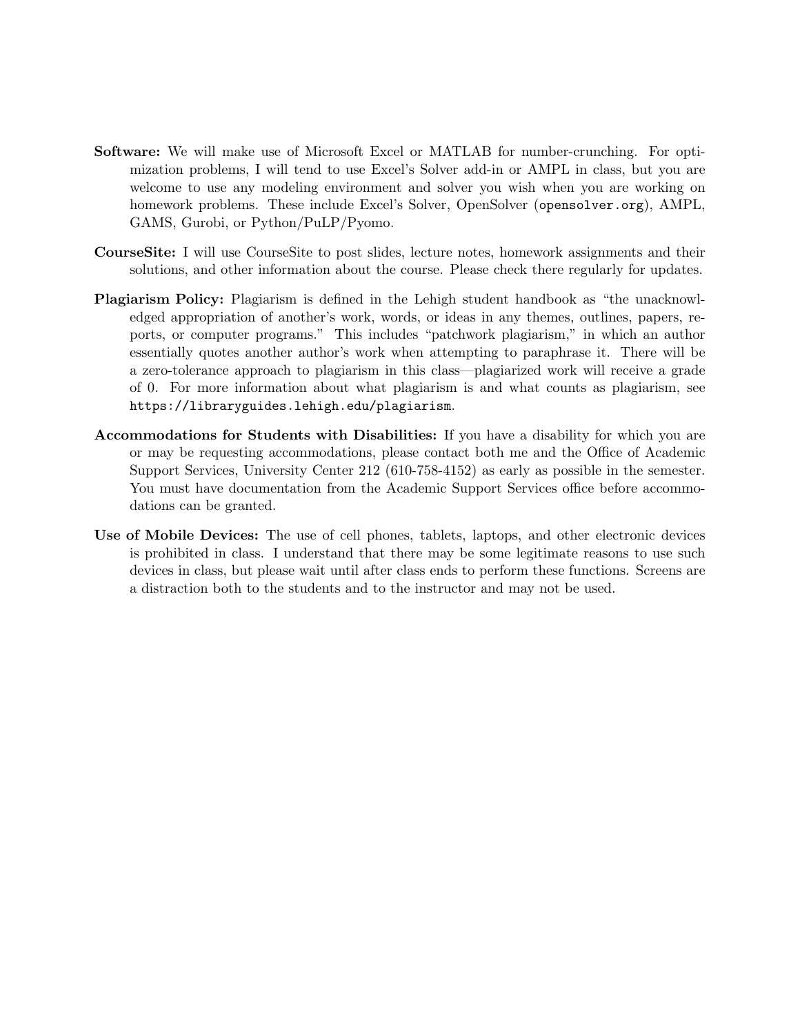**Software:** We will make use of Microsoft Excel or MATLAB for number-crunching. For optimization problems, I will tend to use Excel's Solver add-in or AMPL in class, but you are welcome to use any modeling environment and solver you wish when you are working on homework problems. These include Excel's Solver, OpenSolver (`opensolver.org`), AMPL, GAMS, Gurobi, or Python/PuLP/Pyomo.

**CourseSite:** I will use CourseSite to post slides, lecture notes, homework assignments and their solutions, and other information about the course. Please check there regularly for updates.

**Plagiarism Policy:** Plagiarism is defined in the Lehigh student handbook as "the unacknowledged appropriation of another's work, words, or ideas in any themes, outlines, papers, reports, or computer programs." This includes "patchwork plagiarism," in which an author essentially quotes another author's work when attempting to paraphrase it. There will be a zero-tolerance approach to plagiarism in this class—plagiarized work will receive a grade of 0. For more information about what plagiarism is and what counts as plagiarism, see `https://libraryguides.lehigh.edu/plagiarism`.

**Accommodations for Students with Disabilities:** If you have a disability for which you are or may be requesting accommodations, please contact both me and the Office of Academic Support Services, University Center 212 (610-758-4152) as early as possible in the semester. You must have documentation from the Academic Support Services office before accommodations can be granted.

**Use of Mobile Devices:** The use of cell phones, tablets, laptops, and other electronic devices is prohibited in class. I understand that there may be some legitimate reasons to use such devices in class, but please wait until after class ends to perform these functions. Screens are a distraction both to the students and to the instructor and may not be used.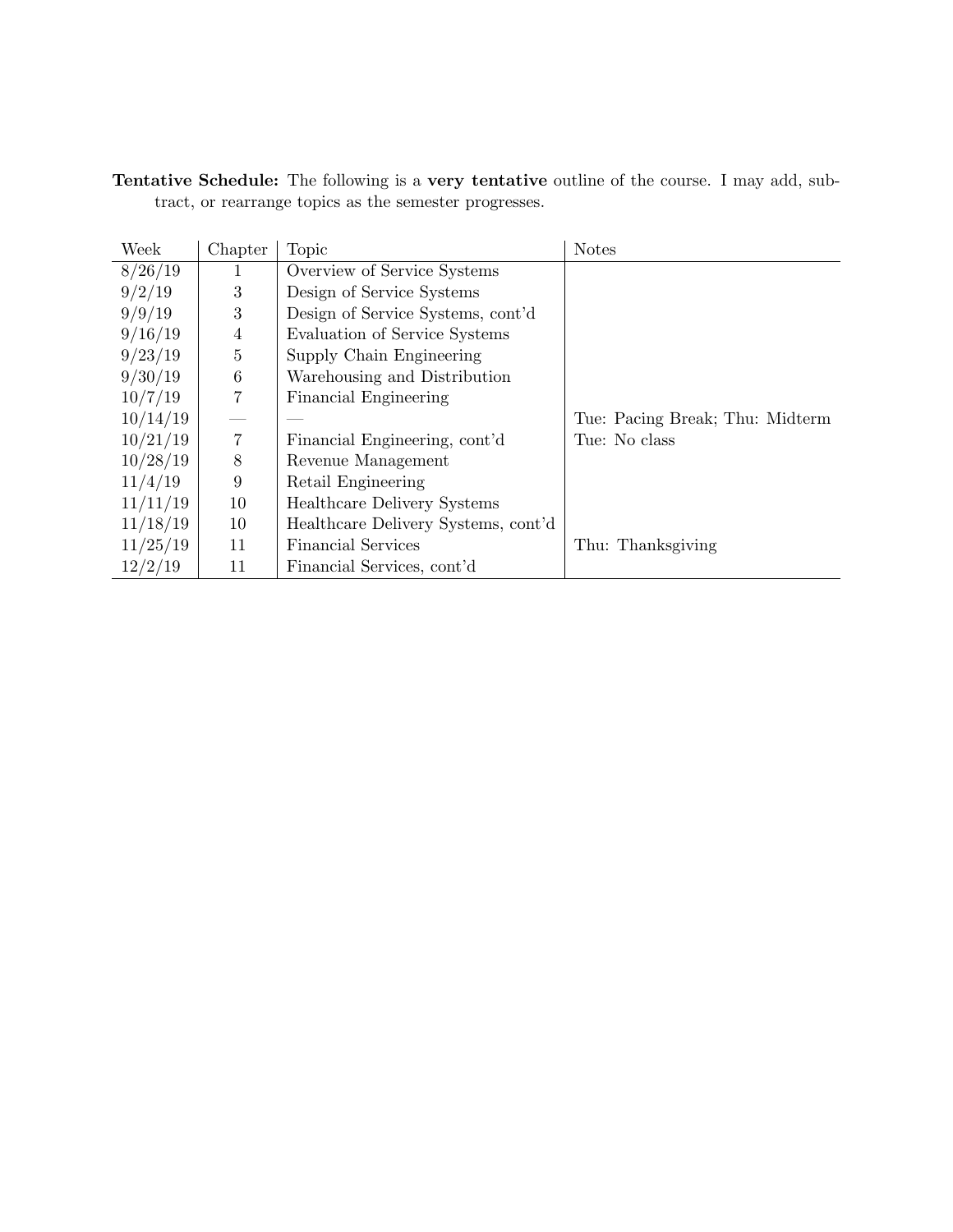**Tentative Schedule:** The following is a **very tentative** outline of the course. I may add, subtract, or rearrange topics as the semester progresses.

| Week | Chapter | Topic | Notes |
|---|---|---|---|
| 8/26/19 | 1 | Overview of Service Systems | |
| 9/2/19 | 3 | Design of Service Systems | |
| 9/9/19 | 3 | Design of Service Systems, cont'd | |
| 9/16/19 | 4 | Evaluation of Service Systems | |
| 9/23/19 | 5 | Supply Chain Engineering | |
| 9/30/19 | 6 | Warehousing and Distribution | |
| 10/7/19 | 7 | Financial Engineering | |
| 10/14/19 | — | — | Tue: Pacing Break; Thu: Midterm |
| 10/21/19 | 7 | Financial Engineering, cont'd | Tue: No class |
| 10/28/19 | 8 | Revenue Management | |
| 11/4/19 | 9 | Retail Engineering | |
| 11/11/19 | 10 | Healthcare Delivery Systems | |
| 11/18/19 | 10 | Healthcare Delivery Systems, cont'd | |
| 11/25/19 | 11 | Financial Services | Thu: Thanksgiving |
| 12/2/19 | 11 | Financial Services, cont'd | |